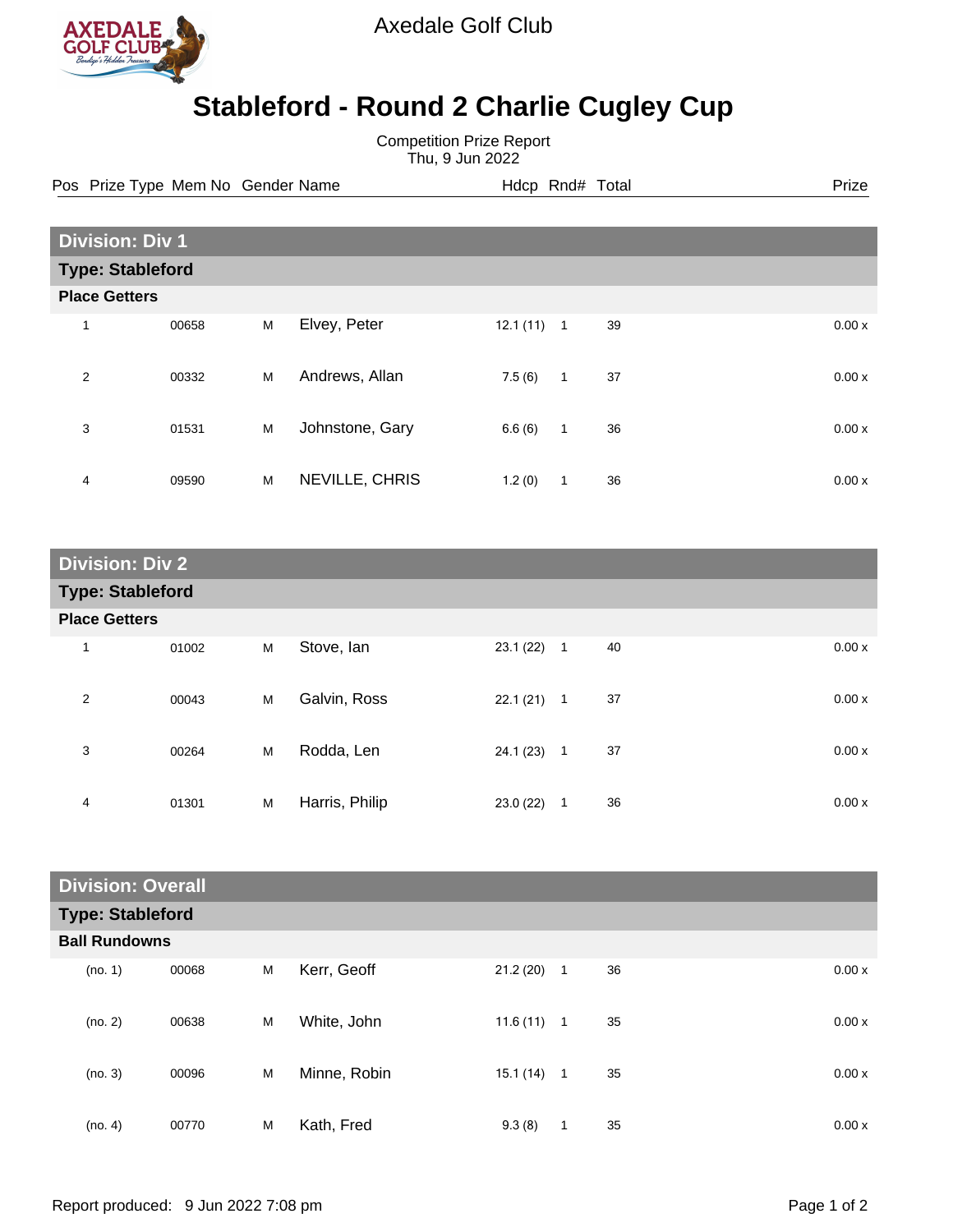Axedale Golf Club

# Stableford - Round 2 Charlie Cugley Cup

Competition Prize Report
Thu, 9 Jun 2022

## Division: Div 1

### Type: Stableford

**Place Getters**

| Pos | Prize Type | Mem No | Gender | Name | Hdcp | Rnd# | Total | Prize |
|---|---|---|---|---|---|---|---|---|
| 1 | | 00658 | M | Elvey, Peter | 12.1 (11) | 1 | 39 | 0.00 x |
| 2 | | 00332 | M | Andrews, Allan | 7.5 (6) | 1 | 37 | 0.00 x |
| 3 | | 01531 | M | Johnstone, Gary | 6.6 (6) | 1 | 36 | 0.00 x |
| 4 | | 09590 | M | NEVILLE, CHRIS | 1.2 (0) | 1 | 36 | 0.00 x |

## Division: Div 2

### Type: Stableford

**Place Getters**

| Pos | Prize Type | Mem No | Gender | Name | Hdcp | Rnd# | Total | Prize |
|---|---|---|---|---|---|---|---|---|
| 1 | | 01002 | M | Stove, Ian | 23.1 (22) | 1 | 40 | 0.00 x |
| 2 | | 00043 | M | Galvin, Ross | 22.1 (21) | 1 | 37 | 0.00 x |
| 3 | | 00264 | M | Rodda, Len | 24.1 (23) | 1 | 37 | 0.00 x |
| 4 | | 01301 | M | Harris, Philip | 23.0 (22) | 1 | 36 | 0.00 x |

## Division: Overall

### Type: Stableford

**Ball Rundowns**

| Pos | Prize Type | Mem No | Gender | Name | Hdcp | Rnd# | Total | Prize |
|---|---|---|---|---|---|---|---|---|
| (no. 1) | | 00068 | M | Kerr, Geoff | 21.2 (20) | 1 | 36 | 0.00 x |
| (no. 2) | | 00638 | M | White, John | 11.6 (11) | 1 | 35 | 0.00 x |
| (no. 3) | | 00096 | M | Minne, Robin | 15.1 (14) | 1 | 35 | 0.00 x |
| (no. 4) | | 00770 | M | Kath, Fred | 9.3 (8) | 1 | 35 | 0.00 x |

Report produced: 9 Jun 2022 7:08 pm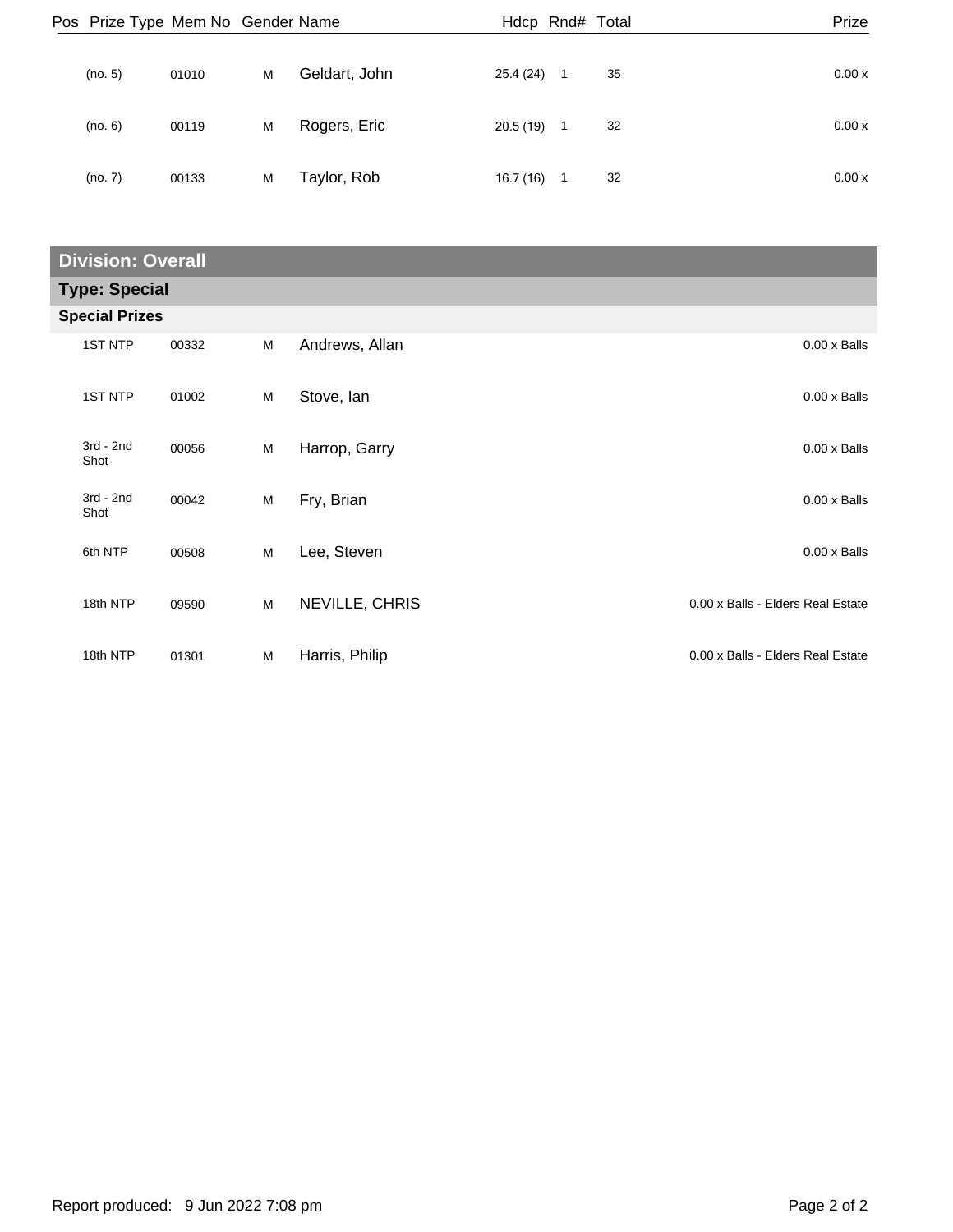| Pos | Prize Type | Mem No | Gender | Name | Hdcp | Rnd# | Total | Prize |
|---|---|---|---|---|---|---|---|---|
| | (no. 5) | 01010 | M | Geldart, John | 25.4 (24) | 1 | 35 | 0.00 x |
| | (no. 6) | 00119 | M | Rogers, Eric | 20.5 (19) | 1 | 32 | 0.00 x |
| | (no. 7) | 00133 | M | Taylor, Rob | 16.7 (16) | 1 | 32 | 0.00 x |

## Division: Overall

### Type: Special

**Special Prizes**

| | | | | |
|---|---|---|---|---|
| 1ST NTP | 00332 | M | Andrews, Allan | 0.00 x Balls |
| 1ST NTP | 01002 | M | Stove, Ian | 0.00 x Balls |
| 3rd - 2nd Shot | 00056 | M | Harrop, Garry | 0.00 x Balls |
| 3rd - 2nd Shot | 00042 | M | Fry, Brian | 0.00 x Balls |
| 6th NTP | 00508 | M | Lee, Steven | 0.00 x Balls |
| 18th NTP | 09590 | M | NEVILLE, CHRIS | 0.00 x Balls - Elders Real Estate |
| 18th NTP | 01301 | M | Harris, Philip | 0.00 x Balls - Elders Real Estate |

Report produced: 9 Jun 2022 7:08 pm